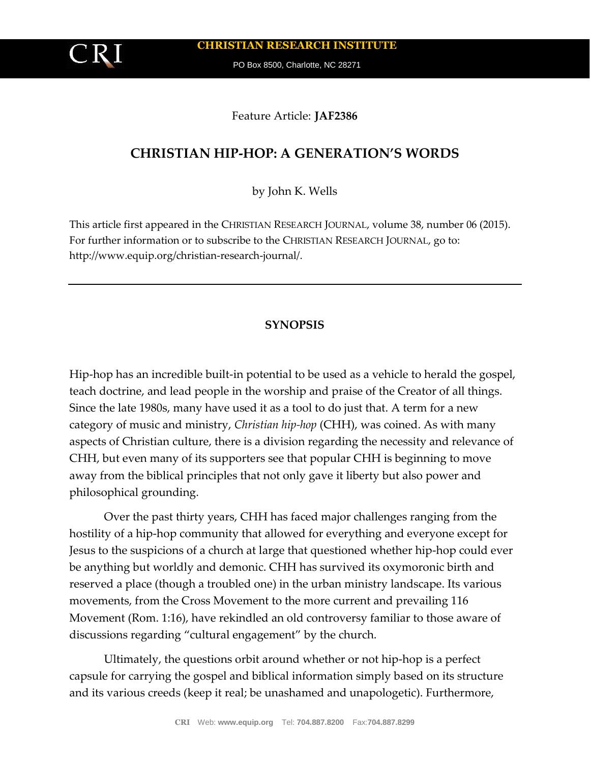Feature Article: **JAF2386**

# CHRISTIAN HIP-HOP: A GENERATION'S WORDS

by John K. Wells

This article first appeared in the CHRISTIAN RESEARCH JOURNAL, volume 38, number 06 (2015). For further information or to subscribe to the CHRISTIAN RESEARCH JOURNAL, go to: http://www.equip.org/christian-research-journal/.

---

## SYNOPSIS

Hip-hop has an incredible built-in potential to be used as a vehicle to herald the gospel, teach doctrine, and lead people in the worship and praise of the Creator of all things. Since the late 1980s, many have used it as a tool to do just that. A term for a new category of music and ministry, *Christian hip-hop* (CHH), was coined. As with many aspects of Christian culture, there is a division regarding the necessity and relevance of CHH, but even many of its supporters see that popular CHH is beginning to move away from the biblical principles that not only gave it liberty but also power and philosophical grounding.

Over the past thirty years, CHH has faced major challenges ranging from the hostility of a hip-hop community that allowed for everything and everyone except for Jesus to the suspicions of a church at large that questioned whether hip-hop could ever be anything but worldly and demonic. CHH has survived its oxymoronic birth and reserved a place (though a troubled one) in the urban ministry landscape. Its various movements, from the Cross Movement to the more current and prevailing 116 Movement (Rom. 1:16), have rekindled an old controversy familiar to those aware of discussions regarding "cultural engagement" by the church.

Ultimately, the questions orbit around whether or not hip-hop is a perfect capsule for carrying the gospel and biblical information simply based on its structure and its various creeds (keep it real; be unashamed and unapologetic). Furthermore,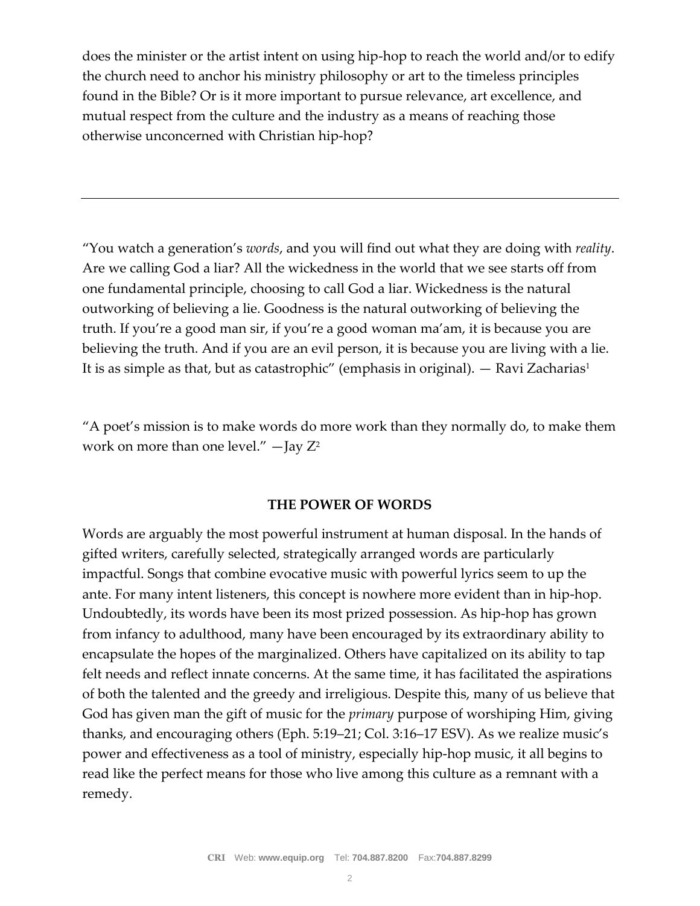does the minister or the artist intent on using hip-hop to reach the world and/or to edify the church need to anchor his ministry philosophy or art to the timeless principles found in the Bible? Or is it more important to pursue relevance, art excellence, and mutual respect from the culture and the industry as a means of reaching those otherwise unconcerned with Christian hip-hop?

---

"You watch a generation's *words*, and you will find out what they are doing with *reality*. Are we calling God a liar? All the wickedness in the world that we see starts off from one fundamental principle, choosing to call God a liar. Wickedness is the natural outworking of believing a lie. Goodness is the natural outworking of believing the truth. If you're a good man sir, if you're a good woman ma'am, it is because you are believing the truth. And if you are an evil person, it is because you are living with a lie. It is as simple as that, but as catastrophic" (emphasis in original). — Ravi Zacharias[1]

"A poet's mission is to make words do more work than they normally do, to make them work on more than one level." —Jay Z[2]

## THE POWER OF WORDS

Words are arguably the most powerful instrument at human disposal. In the hands of gifted writers, carefully selected, strategically arranged words are particularly impactful. Songs that combine evocative music with powerful lyrics seem to up the ante. For many intent listeners, this concept is nowhere more evident than in hip-hop. Undoubtedly, its words have been its most prized possession. As hip-hop has grown from infancy to adulthood, many have been encouraged by its extraordinary ability to encapsulate the hopes of the marginalized. Others have capitalized on its ability to tap felt needs and reflect innate concerns. At the same time, it has facilitated the aspirations of both the talented and the greedy and irreligious. Despite this, many of us believe that God has given man the gift of music for the *primary* purpose of worshiping Him, giving thanks, and encouraging others (Eph. 5:19–21; Col. 3:16–17 ESV). As we realize music's power and effectiveness as a tool of ministry, especially hip-hop music, it all begins to read like the perfect means for those who live among this culture as a remnant with a remedy.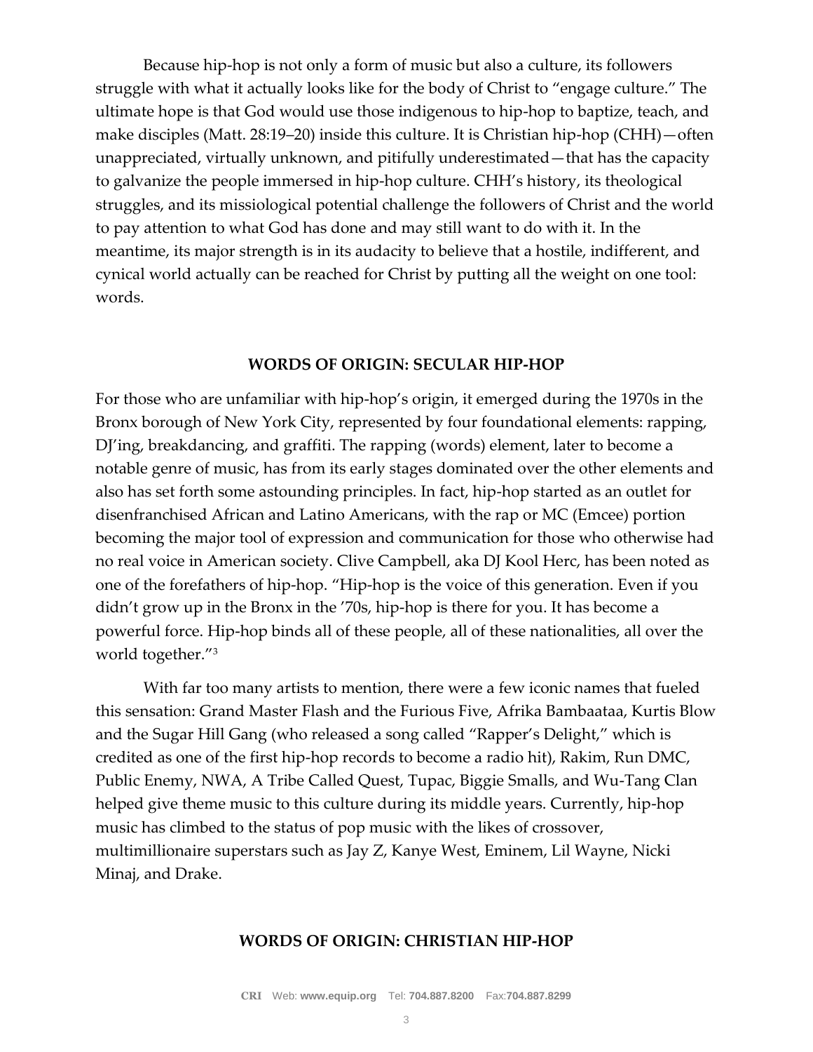Because hip-hop is not only a form of music but also a culture, its followers struggle with what it actually looks like for the body of Christ to "engage culture." The ultimate hope is that God would use those indigenous to hip-hop to baptize, teach, and make disciples (Matt. 28:19–20) inside this culture. It is Christian hip-hop (CHH)—often unappreciated, virtually unknown, and pitifully underestimated—that has the capacity to galvanize the people immersed in hip-hop culture. CHH's history, its theological struggles, and its missiological potential challenge the followers of Christ and the world to pay attention to what God has done and may still want to do with it. In the meantime, its major strength is in its audacity to believe that a hostile, indifferent, and cynical world actually can be reached for Christ by putting all the weight on one tool: words.

## WORDS OF ORIGIN: SECULAR HIP-HOP

For those who are unfamiliar with hip-hop's origin, it emerged during the 1970s in the Bronx borough of New York City, represented by four foundational elements: rapping, DJ'ing, breakdancing, and graffiti. The rapping (words) element, later to become a notable genre of music, has from its early stages dominated over the other elements and also has set forth some astounding principles. In fact, hip-hop started as an outlet for disenfranchised African and Latino Americans, with the rap or MC (Emcee) portion becoming the major tool of expression and communication for those who otherwise had no real voice in American society. Clive Campbell, aka DJ Kool Herc, has been noted as one of the forefathers of hip-hop. "Hip-hop is the voice of this generation. Even if you didn't grow up in the Bronx in the '70s, hip-hop is there for you. It has become a powerful force. Hip-hop binds all of these people, all of these nationalities, all over the world together."[3]

With far too many artists to mention, there were a few iconic names that fueled this sensation: Grand Master Flash and the Furious Five, Afrika Bambaataa, Kurtis Blow and the Sugar Hill Gang (who released a song called "Rapper's Delight," which is credited as one of the first hip-hop records to become a radio hit), Rakim, Run DMC, Public Enemy, NWA, A Tribe Called Quest, Tupac, Biggie Smalls, and Wu-Tang Clan helped give theme music to this culture during its middle years. Currently, hip-hop music has climbed to the status of pop music with the likes of crossover, multimillionaire superstars such as Jay Z, Kanye West, Eminem, Lil Wayne, Nicki Minaj, and Drake.

## WORDS OF ORIGIN: CHRISTIAN HIP-HOP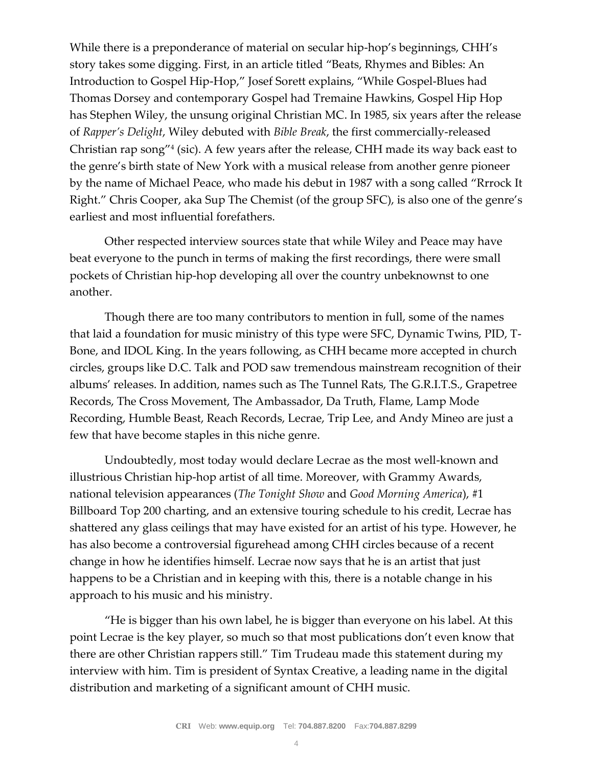While there is a preponderance of material on secular hip-hop's beginnings, CHH's story takes some digging. First, in an article titled "Beats, Rhymes and Bibles: An Introduction to Gospel Hip-Hop," Josef Sorett explains, "While Gospel-Blues had Thomas Dorsey and contemporary Gospel had Tremaine Hawkins, Gospel Hip Hop has Stephen Wiley, the unsung original Christian MC. In 1985, six years after the release of *Rapper's Delight*, Wiley debuted with *Bible Break*, the first commercially-released Christian rap song"[4] (sic). A few years after the release, CHH made its way back east to the genre's birth state of New York with a musical release from another genre pioneer by the name of Michael Peace, who made his debut in 1987 with a song called "Rrrock It Right." Chris Cooper, aka Sup The Chemist (of the group SFC), is also one of the genre's earliest and most influential forefathers.

Other respected interview sources state that while Wiley and Peace may have beat everyone to the punch in terms of making the first recordings, there were small pockets of Christian hip-hop developing all over the country unbeknownst to one another.

Though there are too many contributors to mention in full, some of the names that laid a foundation for music ministry of this type were SFC, Dynamic Twins, PID, T-Bone, and IDOL King. In the years following, as CHH became more accepted in church circles, groups like D.C. Talk and POD saw tremendous mainstream recognition of their albums' releases. In addition, names such as The Tunnel Rats, The G.R.I.T.S., Grapetree Records, The Cross Movement, The Ambassador, Da Truth, Flame, Lamp Mode Recording, Humble Beast, Reach Records, Lecrae, Trip Lee, and Andy Mineo are just a few that have become staples in this niche genre.

Undoubtedly, most today would declare Lecrae as the most well-known and illustrious Christian hip-hop artist of all time. Moreover, with Grammy Awards, national television appearances (*The Tonight Show* and *Good Morning America*), #1 Billboard Top 200 charting, and an extensive touring schedule to his credit, Lecrae has shattered any glass ceilings that may have existed for an artist of his type. However, he has also become a controversial figurehead among CHH circles because of a recent change in how he identifies himself. Lecrae now says that he is an artist that just happens to be a Christian and in keeping with this, there is a notable change in his approach to his music and his ministry.

"He is bigger than his own label, he is bigger than everyone on his label. At this point Lecrae is the key player, so much so that most publications don't even know that there are other Christian rappers still." Tim Trudeau made this statement during my interview with him. Tim is president of Syntax Creative, a leading name in the digital distribution and marketing of a significant amount of CHH music.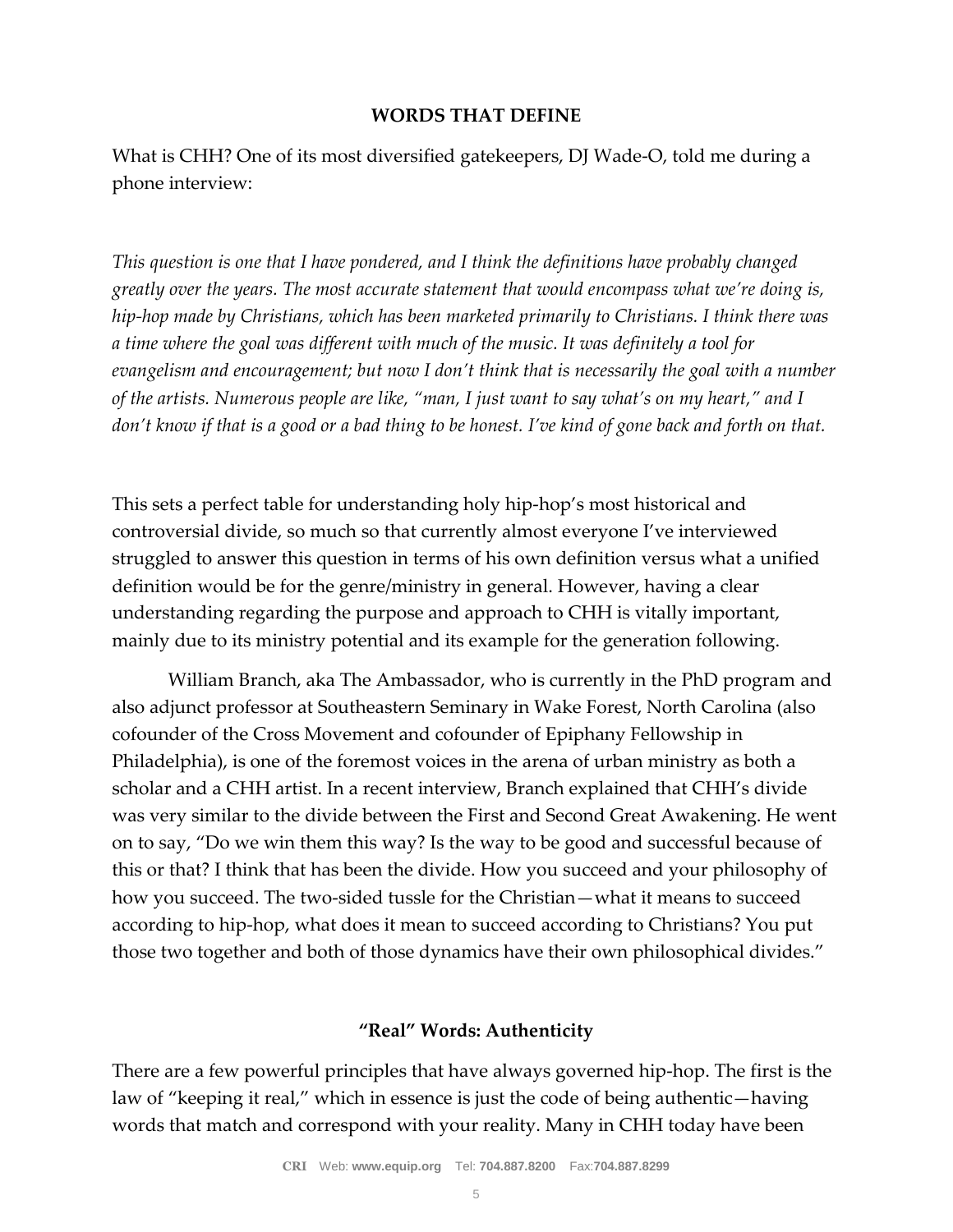## WORDS THAT DEFINE

What is CHH? One of its most diversified gatekeepers, DJ Wade-O, told me during a phone interview:

*This question is one that I have pondered, and I think the definitions have probably changed greatly over the years. The most accurate statement that would encompass what we're doing is, hip-hop made by Christians, which has been marketed primarily to Christians. I think there was a time where the goal was different with much of the music. It was definitely a tool for evangelism and encouragement; but now I don't think that is necessarily the goal with a number of the artists. Numerous people are like, "man, I just want to say what's on my heart," and I don't know if that is a good or a bad thing to be honest. I've kind of gone back and forth on that.*

This sets a perfect table for understanding holy hip-hop's most historical and controversial divide, so much so that currently almost everyone I've interviewed struggled to answer this question in terms of his own definition versus what a unified definition would be for the genre/ministry in general. However, having a clear understanding regarding the purpose and approach to CHH is vitally important, mainly due to its ministry potential and its example for the generation following.

William Branch, aka The Ambassador, who is currently in the PhD program and also adjunct professor at Southeastern Seminary in Wake Forest, North Carolina (also cofounder of the Cross Movement and cofounder of Epiphany Fellowship in Philadelphia), is one of the foremost voices in the arena of urban ministry as both a scholar and a CHH artist. In a recent interview, Branch explained that CHH's divide was very similar to the divide between the First and Second Great Awakening. He went on to say, "Do we win them this way? Is the way to be good and successful because of this or that? I think that has been the divide. How you succeed and your philosophy of how you succeed. The two-sided tussle for the Christian—what it means to succeed according to hip-hop, what does it mean to succeed according to Christians? You put those two together and both of those dynamics have their own philosophical divides."

### "Real" Words: Authenticity

There are a few powerful principles that have always governed hip-hop. The first is the law of "keeping it real," which in essence is just the code of being authentic—having words that match and correspond with your reality. Many in CHH today have been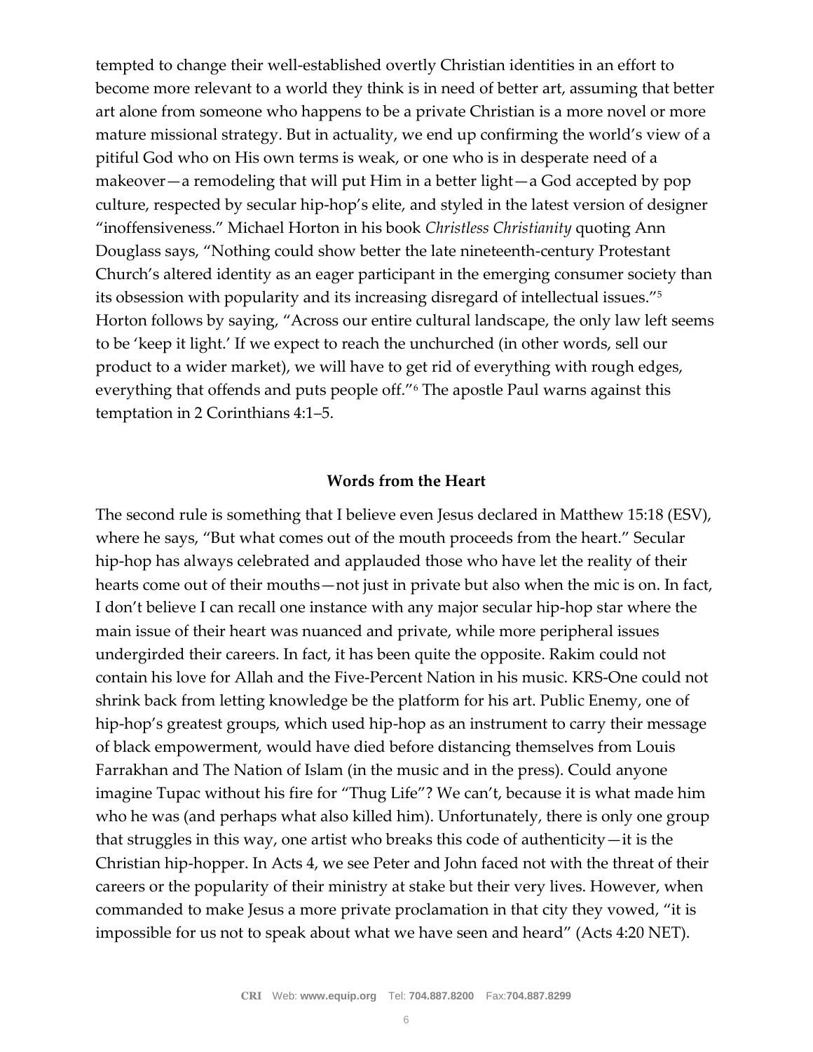tempted to change their well-established overtly Christian identities in an effort to become more relevant to a world they think is in need of better art, assuming that better art alone from someone who happens to be a private Christian is a more novel or more mature missional strategy. But in actuality, we end up confirming the world's view of a pitiful God who on His own terms is weak, or one who is in desperate need of a makeover—a remodeling that will put Him in a better light—a God accepted by pop culture, respected by secular hip-hop's elite, and styled in the latest version of designer "inoffensiveness." Michael Horton in his book *Christless Christianity* quoting Ann Douglass says, "Nothing could show better the late nineteenth-century Protestant Church's altered identity as an eager participant in the emerging consumer society than its obsession with popularity and its increasing disregard of intellectual issues."[5] Horton follows by saying, "Across our entire cultural landscape, the only law left seems to be 'keep it light.' If we expect to reach the unchurched (in other words, sell our product to a wider market), we will have to get rid of everything with rough edges, everything that offends and puts people off."[6] The apostle Paul warns against this temptation in 2 Corinthians 4:1–5.

**Words from the Heart**

The second rule is something that I believe even Jesus declared in Matthew 15:18 (ESV), where he says, "But what comes out of the mouth proceeds from the heart." Secular hip-hop has always celebrated and applauded those who have let the reality of their hearts come out of their mouths—not just in private but also when the mic is on. In fact, I don't believe I can recall one instance with any major secular hip-hop star where the main issue of their heart was nuanced and private, while more peripheral issues undergirded their careers. In fact, it has been quite the opposite. Rakim could not contain his love for Allah and the Five-Percent Nation in his music. KRS-One could not shrink back from letting knowledge be the platform for his art. Public Enemy, one of hip-hop's greatest groups, which used hip-hop as an instrument to carry their message of black empowerment, would have died before distancing themselves from Louis Farrakhan and The Nation of Islam (in the music and in the press). Could anyone imagine Tupac without his fire for "Thug Life"? We can't, because it is what made him who he was (and perhaps what also killed him). Unfortunately, there is only one group that struggles in this way, one artist who breaks this code of authenticity—it is the Christian hip-hopper. In Acts 4, we see Peter and John faced not with the threat of their careers or the popularity of their ministry at stake but their very lives. However, when commanded to make Jesus a more private proclamation in that city they vowed, "it is impossible for us not to speak about what we have seen and heard" (Acts 4:20 NET).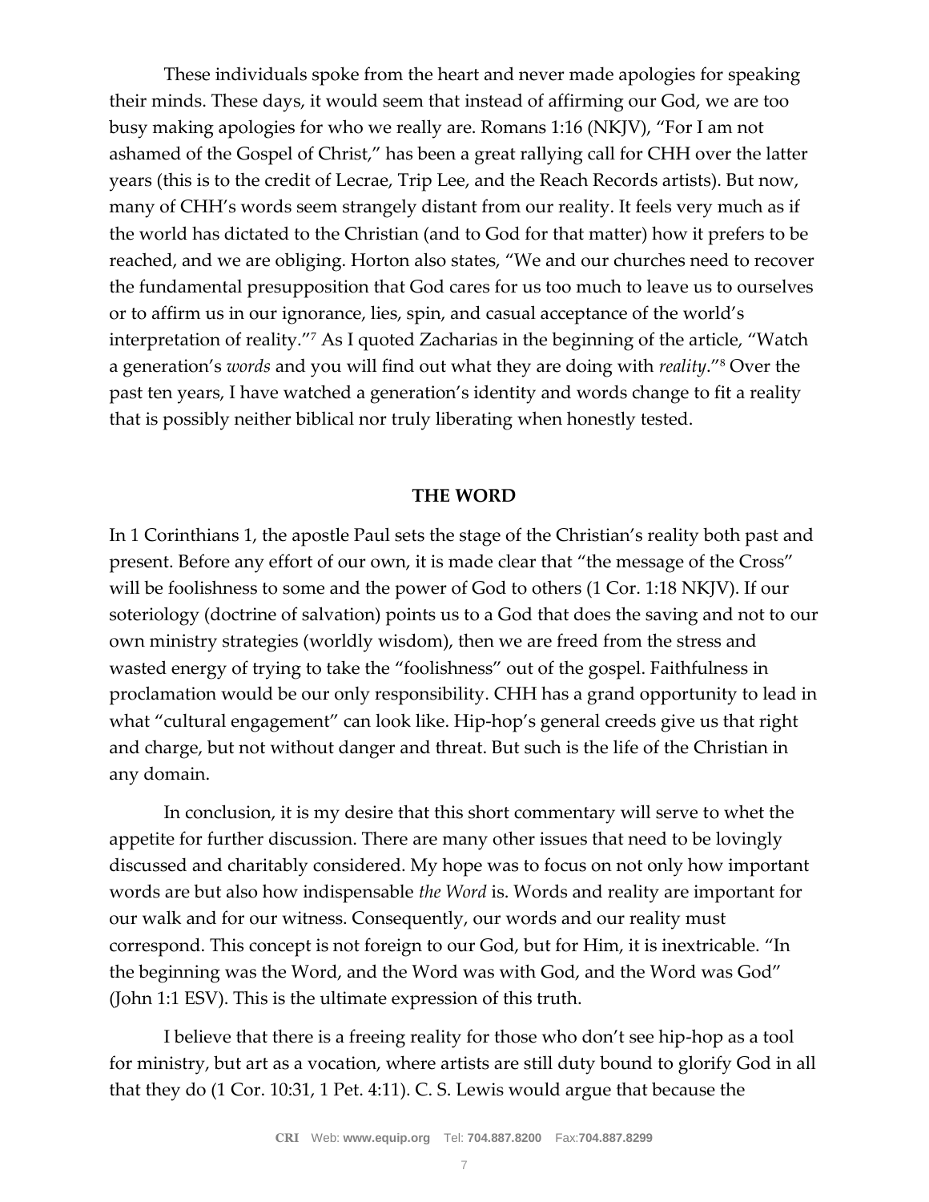These individuals spoke from the heart and never made apologies for speaking their minds. These days, it would seem that instead of affirming our God, we are too busy making apologies for who we really are. Romans 1:16 (NKJV), "For I am not ashamed of the Gospel of Christ," has been a great rallying call for CHH over the latter years (this is to the credit of Lecrae, Trip Lee, and the Reach Records artists). But now, many of CHH's words seem strangely distant from our reality. It feels very much as if the world has dictated to the Christian (and to God for that matter) how it prefers to be reached, and we are obliging. Horton also states, "We and our churches need to recover the fundamental presupposition that God cares for us too much to leave us to ourselves or to affirm us in our ignorance, lies, spin, and casual acceptance of the world's interpretation of reality."[7] As I quoted Zacharias in the beginning of the article, "Watch a generation's *words* and you will find out what they are doing with *reality*."[8] Over the past ten years, I have watched a generation's identity and words change to fit a reality that is possibly neither biblical nor truly liberating when honestly tested.

## THE WORD

In 1 Corinthians 1, the apostle Paul sets the stage of the Christian's reality both past and present. Before any effort of our own, it is made clear that "the message of the Cross" will be foolishness to some and the power of God to others (1 Cor. 1:18 NKJV). If our soteriology (doctrine of salvation) points us to a God that does the saving and not to our own ministry strategies (worldly wisdom), then we are freed from the stress and wasted energy of trying to take the "foolishness" out of the gospel. Faithfulness in proclamation would be our only responsibility. CHH has a grand opportunity to lead in what "cultural engagement" can look like. Hip-hop's general creeds give us that right and charge, but not without danger and threat. But such is the life of the Christian in any domain.

In conclusion, it is my desire that this short commentary will serve to whet the appetite for further discussion. There are many other issues that need to be lovingly discussed and charitably considered. My hope was to focus on not only how important words are but also how indispensable *the Word* is. Words and reality are important for our walk and for our witness. Consequently, our words and our reality must correspond. This concept is not foreign to our God, but for Him, it is inextricable. "In the beginning was the Word, and the Word was with God, and the Word was God" (John 1:1 ESV). This is the ultimate expression of this truth.

I believe that there is a freeing reality for those who don't see hip-hop as a tool for ministry, but art as a vocation, where artists are still duty bound to glorify God in all that they do (1 Cor. 10:31, 1 Pet. 4:11). C. S. Lewis would argue that because the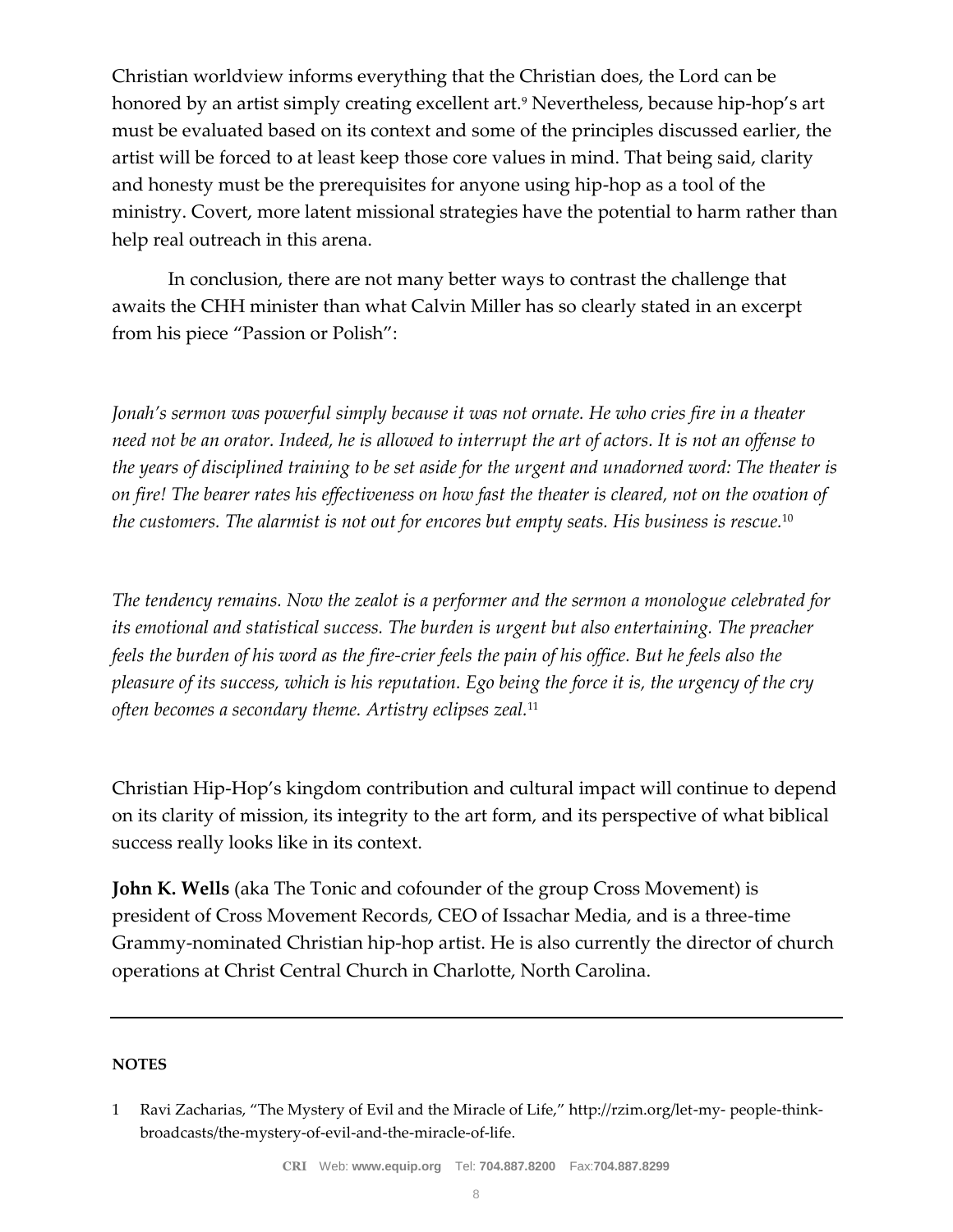Christian worldview informs everything that the Christian does, the Lord can be honored by an artist simply creating excellent art.[9] Nevertheless, because hip-hop's art must be evaluated based on its context and some of the principles discussed earlier, the artist will be forced to at least keep those core values in mind. That being said, clarity and honesty must be the prerequisites for anyone using hip-hop as a tool of the ministry. Covert, more latent missional strategies have the potential to harm rather than help real outreach in this arena.

In conclusion, there are not many better ways to contrast the challenge that awaits the CHH minister than what Calvin Miller has so clearly stated in an excerpt from his piece "Passion or Polish":

*Jonah's sermon was powerful simply because it was not ornate. He who cries fire in a theater need not be an orator. Indeed, he is allowed to interrupt the art of actors. It is not an offense to the years of disciplined training to be set aside for the urgent and unadorned word: The theater is on fire! The bearer rates his effectiveness on how fast the theater is cleared, not on the ovation of the customers. The alarmist is not out for encores but empty seats. His business is rescue.*[10]

*The tendency remains. Now the zealot is a performer and the sermon a monologue celebrated for its emotional and statistical success. The burden is urgent but also entertaining. The preacher feels the burden of his word as the fire-crier feels the pain of his office. But he feels also the pleasure of its success, which is his reputation. Ego being the force it is, the urgency of the cry often becomes a secondary theme. Artistry eclipses zeal.*[11]

Christian Hip-Hop's kingdom contribution and cultural impact will continue to depend on its clarity of mission, its integrity to the art form, and its perspective of what biblical success really looks like in its context.

**John K. Wells** (aka The Tonic and cofounder of the group Cross Movement) is president of Cross Movement Records, CEO of Issachar Media, and is a three-time Grammy-nominated Christian hip-hop artist. He is also currently the director of church operations at Christ Central Church in Charlotte, North Carolina.

---

**NOTES**

1 Ravi Zacharias, "The Mystery of Evil and the Miracle of Life," http://rzim.org/let-my- people-think-broadcasts/the-mystery-of-evil-and-the-miracle-of-life.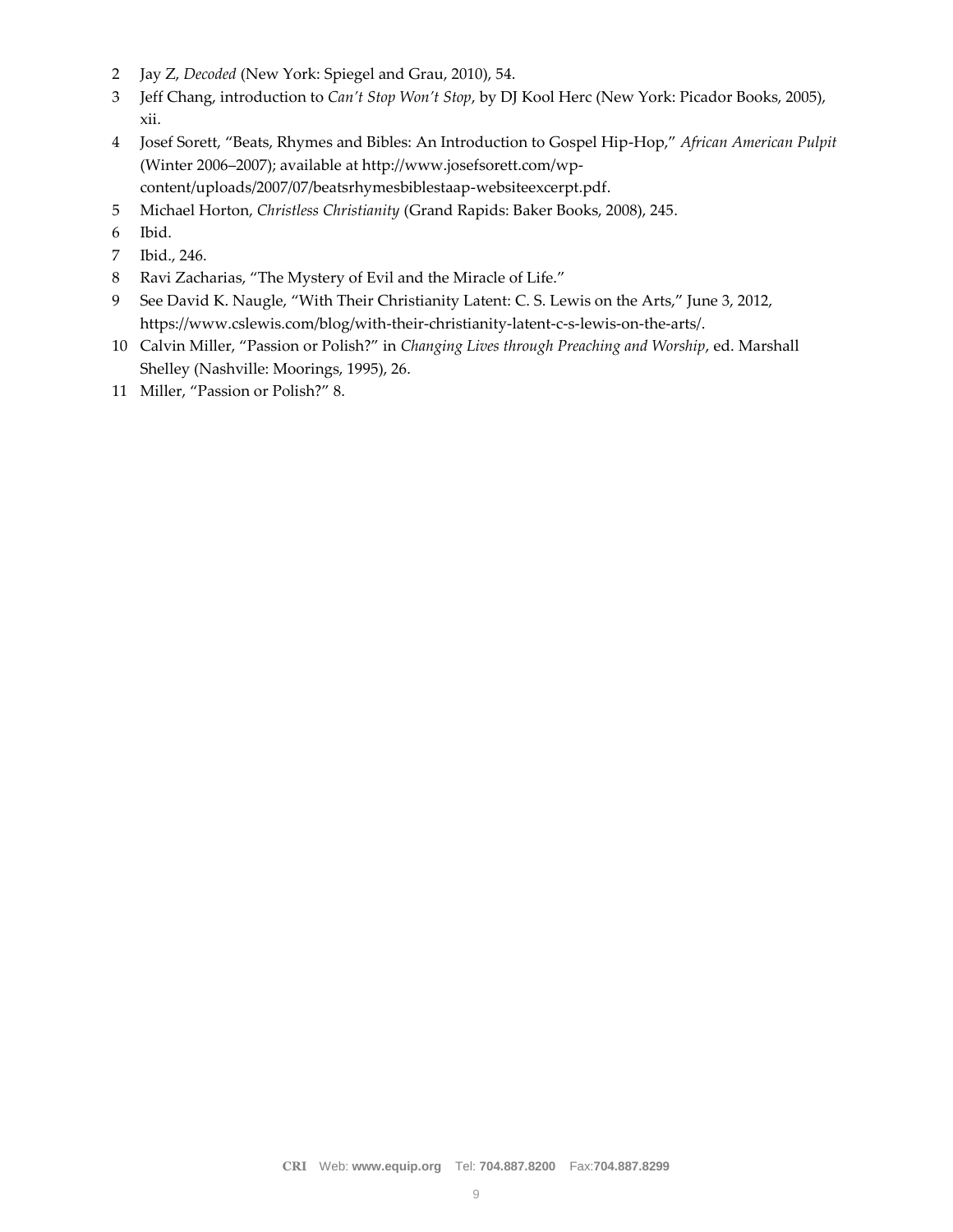2 Jay Z, *Decoded* (New York: Spiegel and Grau, 2010), 54.

3 Jeff Chang, introduction to *Can't Stop Won't Stop*, by DJ Kool Herc (New York: Picador Books, 2005), xii.

4 Josef Sorett, "Beats, Rhymes and Bibles: An Introduction to Gospel Hip-Hop," *African American Pulpit* (Winter 2006–2007); available at http://www.josefsorett.com/wp-content/uploads/2007/07/beatsrhymesbiblestaap-websiteexcerpt.pdf.

5 Michael Horton, *Christless Christianity* (Grand Rapids: Baker Books, 2008), 245.

6 Ibid.

7 Ibid., 246.

8 Ravi Zacharias, "The Mystery of Evil and the Miracle of Life."

9 See David K. Naugle, "With Their Christianity Latent: C. S. Lewis on the Arts," June 3, 2012, https://www.cslewis.com/blog/with-their-christianity-latent-c-s-lewis-on-the-arts/.

10 Calvin Miller, "Passion or Polish?" in *Changing Lives through Preaching and Worship*, ed. Marshall Shelley (Nashville: Moorings, 1995), 26.

11 Miller, "Passion or Polish?" 8.